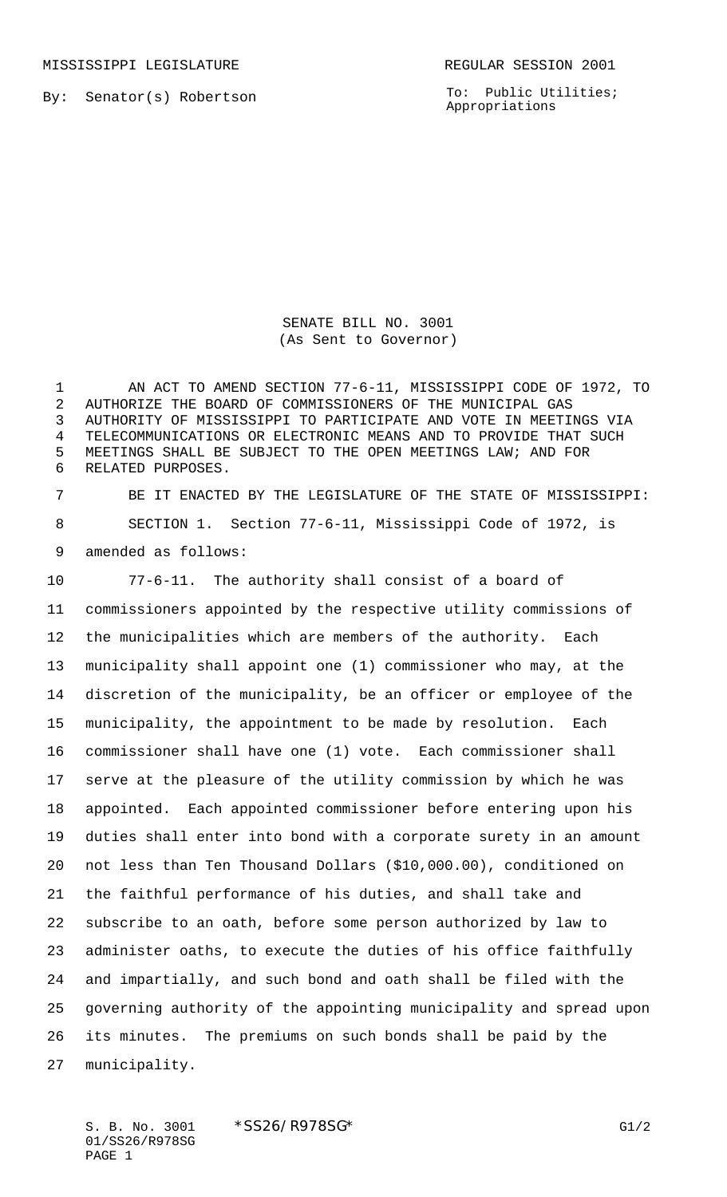MISSISSIPPI LEGISLATURE REGULAR SESSION 2001

By: Senator(s) Robertson

To: Public Utilities; Appropriations

# SENATE BILL NO. 3001
(As Sent to Governor)

AN ACT TO AMEND SECTION 77-6-11, MISSISSIPPI CODE OF 1972, TO AUTHORIZE THE BOARD OF COMMISSIONERS OF THE MUNICIPAL GAS AUTHORITY OF MISSISSIPPI TO PARTICIPATE AND VOTE IN MEETINGS VIA TELECOMMUNICATIONS OR ELECTRONIC MEANS AND TO PROVIDE THAT SUCH MEETINGS SHALL BE SUBJECT TO THE OPEN MEETINGS LAW; AND FOR RELATED PURPOSES.

BE IT ENACTED BY THE LEGISLATURE OF THE STATE OF MISSISSIPPI:

SECTION 1. Section 77-6-11, Mississippi Code of 1972, is amended as follows:

77-6-11. The authority shall consist of a board of commissioners appointed by the respective utility commissions of the municipalities which are members of the authority. Each municipality shall appoint one (1) commissioner who may, at the discretion of the municipality, be an officer or employee of the municipality, the appointment to be made by resolution. Each commissioner shall have one (1) vote. Each commissioner shall serve at the pleasure of the utility commission by which he was appointed. Each appointed commissioner before entering upon his duties shall enter into bond with a corporate surety in an amount not less than Ten Thousand Dollars ($10,000.00), conditioned on the faithful performance of his duties, and shall take and subscribe to an oath, before some person authorized by law to administer oaths, to execute the duties of his office faithfully and impartially, and such bond and oath shall be filed with the governing authority of the appointing municipality and spread upon its minutes. The premiums on such bonds shall be paid by the municipality.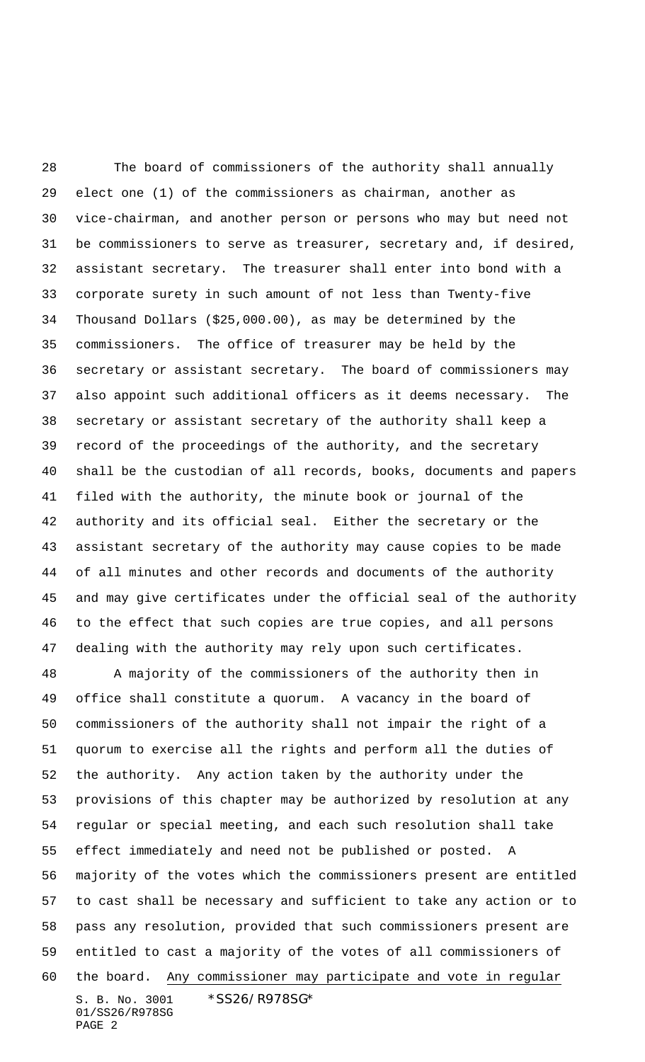The board of commissioners of the authority shall annually elect one (1) of the commissioners as chairman, another as vice-chairman, and another person or persons who may but need not be commissioners to serve as treasurer, secretary and, if desired, assistant secretary. The treasurer shall enter into bond with a corporate surety in such amount of not less than Twenty-five Thousand Dollars ($25,000.00), as may be determined by the commissioners. The office of treasurer may be held by the secretary or assistant secretary. The board of commissioners may also appoint such additional officers as it deems necessary. The secretary or assistant secretary of the authority shall keep a record of the proceedings of the authority, and the secretary shall be the custodian of all records, books, documents and papers filed with the authority, the minute book or journal of the authority and its official seal. Either the secretary or the assistant secretary of the authority may cause copies to be made of all minutes and other records and documents of the authority and may give certificates under the official seal of the authority to the effect that such copies are true copies, and all persons dealing with the authority may rely upon such certificates.

A majority of the commissioners of the authority then in office shall constitute a quorum. A vacancy in the board of commissioners of the authority shall not impair the right of a quorum to exercise all the rights and perform all the duties of the authority. Any action taken by the authority under the provisions of this chapter may be authorized by resolution at any regular or special meeting, and each such resolution shall take effect immediately and need not be published or posted. A majority of the votes which the commissioners present are entitled to cast shall be necessary and sufficient to take any action or to pass any resolution, provided that such commissioners present are entitled to cast a majority of the votes of all commissioners of the board. <u>Any commissioner may participate and vote in regular</u>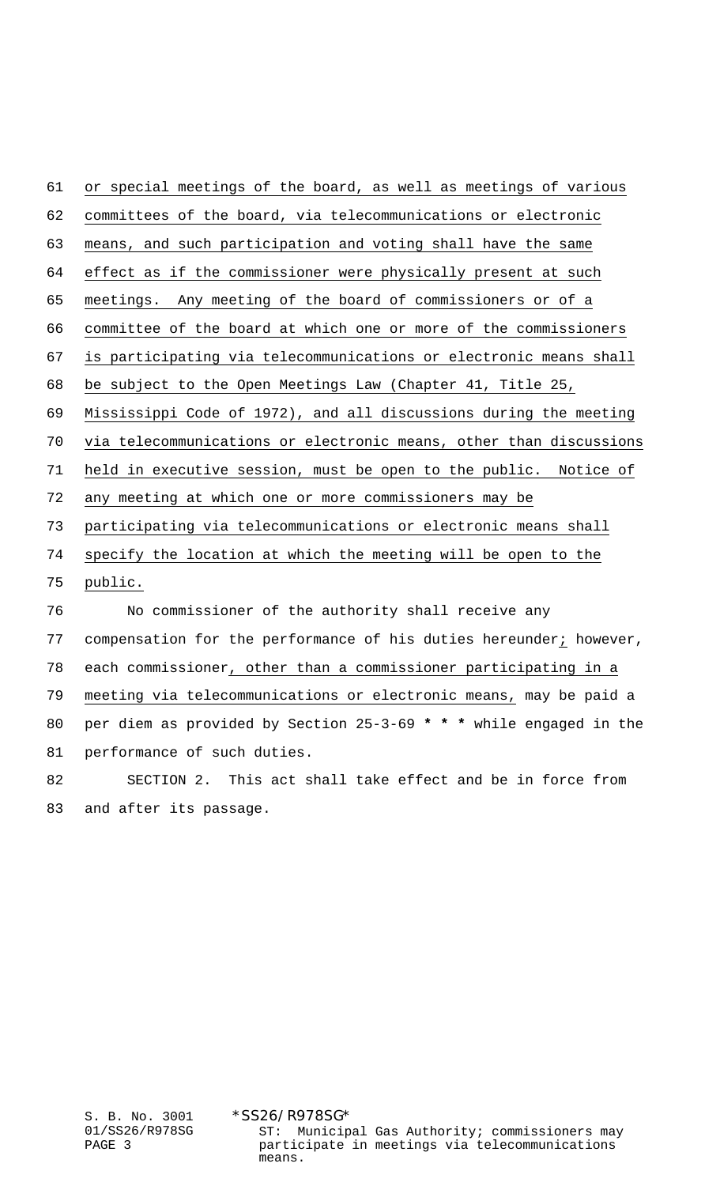or special meetings of the board, as well as meetings of various committees of the board, via telecommunications or electronic means, and such participation and voting shall have the same effect as if the commissioner were physically present at such meetings. Any meeting of the board of commissioners or of a committee of the board at which one or more of the commissioners is participating via telecommunications or electronic means shall be subject to the Open Meetings Law (Chapter 41, Title 25, Mississippi Code of 1972), and all discussions during the meeting via telecommunications or electronic means, other than discussions held in executive session, must be open to the public. Notice of any meeting at which one or more commissioners may be participating via telecommunications or electronic means shall specify the location at which the meeting will be open to the public.

No commissioner of the authority shall receive any compensation for the performance of his duties hereunder; however, each commissioner, other than a commissioner participating in a meeting via telecommunications or electronic means, may be paid a per diem as provided by Section 25-3-69 * * * while engaged in the performance of such duties.

SECTION 2. This act shall take effect and be in force from and after its passage.